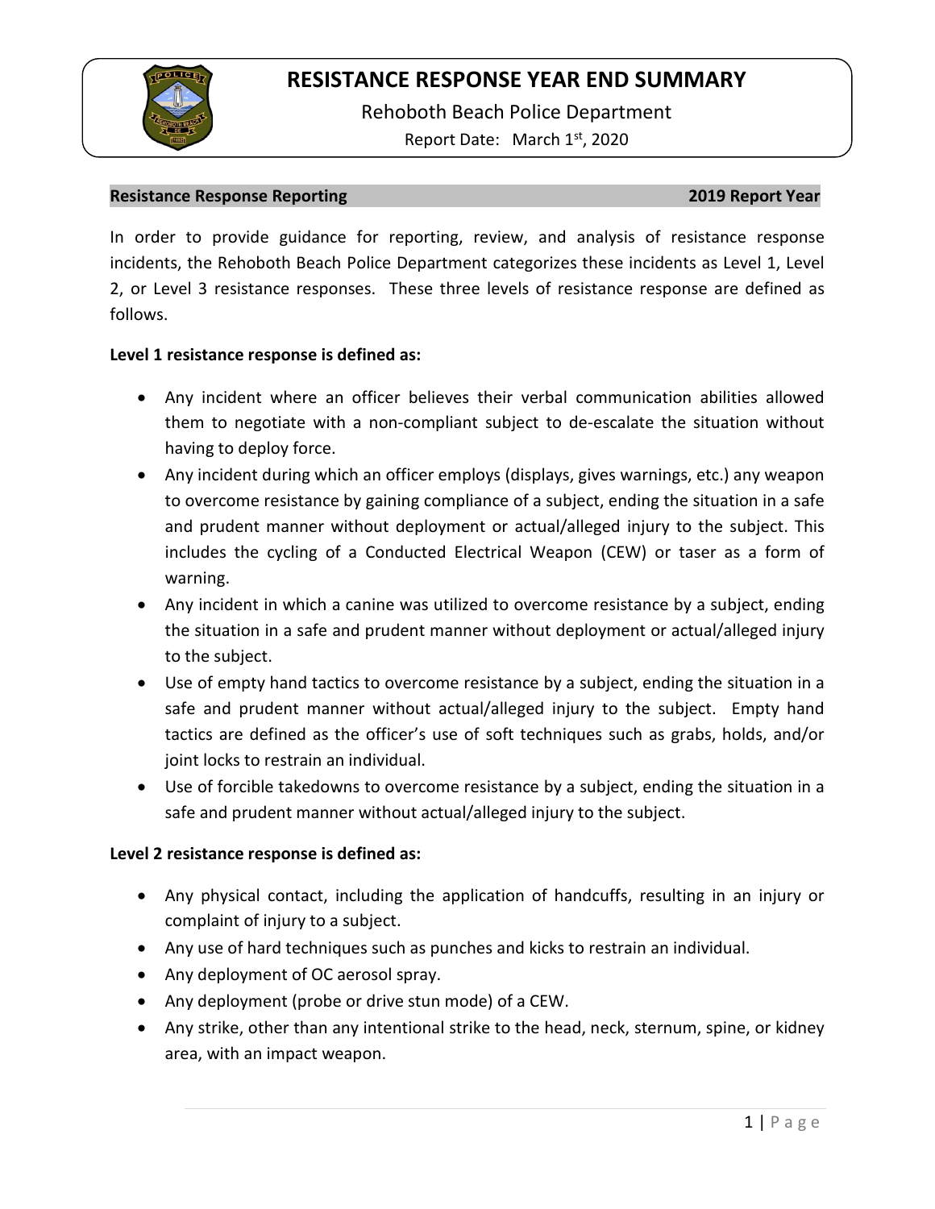# RESISTANCE RESPONSE YEAR END SUMMARY

Rehoboth Beach Police Department

Report Date: March 1st, 2020

**Resistance Response Reporting** **2019 Report Year**

In order to provide guidance for reporting, review, and analysis of resistance response incidents, the Rehoboth Beach Police Department categorizes these incidents as Level 1, Level 2, or Level 3 resistance responses. These three levels of resistance response are defined as follows.

**Level 1 resistance response is defined as:**

- Any incident where an officer believes their verbal communication abilities allowed them to negotiate with a non-compliant subject to de-escalate the situation without having to deploy force.
- Any incident during which an officer employs (displays, gives warnings, etc.) any weapon to overcome resistance by gaining compliance of a subject, ending the situation in a safe and prudent manner without deployment or actual/alleged injury to the subject. This includes the cycling of a Conducted Electrical Weapon (CEW) or taser as a form of warning.
- Any incident in which a canine was utilized to overcome resistance by a subject, ending the situation in a safe and prudent manner without deployment or actual/alleged injury to the subject.
- Use of empty hand tactics to overcome resistance by a subject, ending the situation in a safe and prudent manner without actual/alleged injury to the subject. Empty hand tactics are defined as the officer's use of soft techniques such as grabs, holds, and/or joint locks to restrain an individual.
- Use of forcible takedowns to overcome resistance by a subject, ending the situation in a safe and prudent manner without actual/alleged injury to the subject.

**Level 2 resistance response is defined as:**

- Any physical contact, including the application of handcuffs, resulting in an injury or complaint of injury to a subject.
- Any use of hard techniques such as punches and kicks to restrain an individual.
- Any deployment of OC aerosol spray.
- Any deployment (probe or drive stun mode) of a CEW.
- Any strike, other than any intentional strike to the head, neck, sternum, spine, or kidney area, with an impact weapon.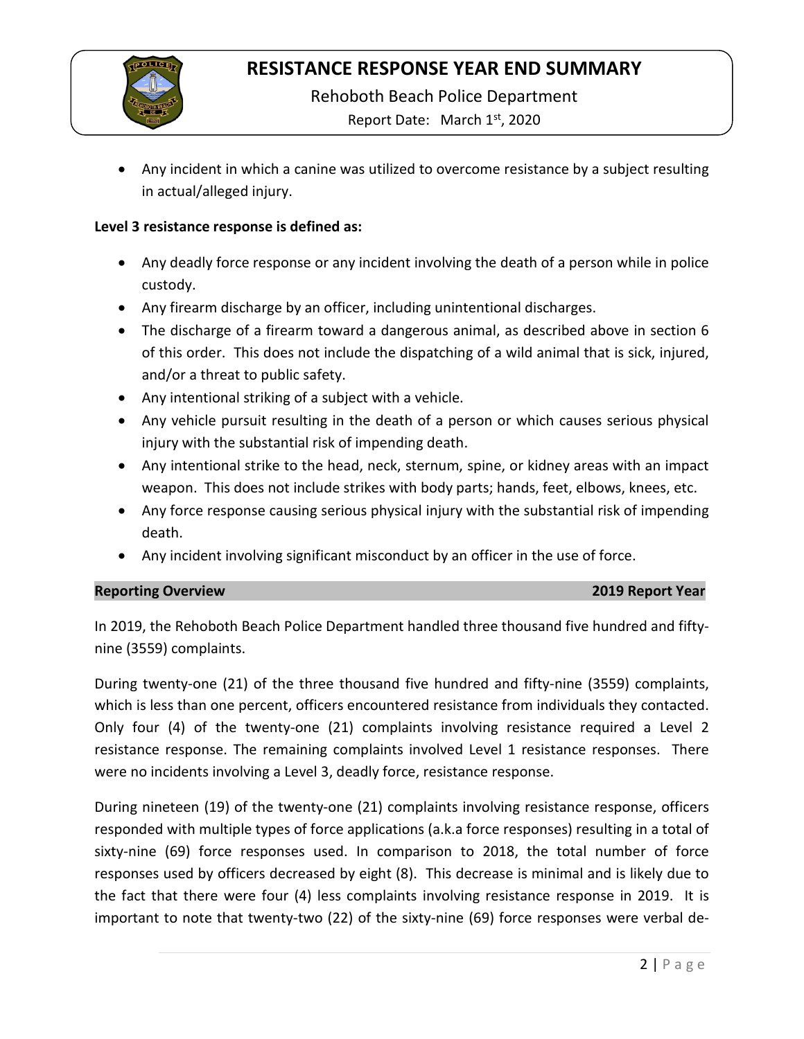- Any incident in which a canine was utilized to overcome resistance by a subject resulting in actual/alleged injury.

**Level 3 resistance response is defined as:**

- Any deadly force response or any incident involving the death of a person while in police custody.
- Any firearm discharge by an officer, including unintentional discharges.
- The discharge of a firearm toward a dangerous animal, as described above in section 6 of this order. This does not include the dispatching of a wild animal that is sick, injured, and/or a threat to public safety.
- Any intentional striking of a subject with a vehicle.
- Any vehicle pursuit resulting in the death of a person or which causes serious physical injury with the substantial risk of impending death.
- Any intentional strike to the head, neck, sternum, spine, or kidney areas with an impact weapon. This does not include strikes with body parts; hands, feet, elbows, knees, etc.
- Any force response causing serious physical injury with the substantial risk of impending death.
- Any incident involving significant misconduct by an officer in the use of force.

## Reporting Overview — 2019 Report Year

In 2019, the Rehoboth Beach Police Department handled three thousand five hundred and fifty-nine (3559) complaints.

During twenty-one (21) of the three thousand five hundred and fifty-nine (3559) complaints, which is less than one percent, officers encountered resistance from individuals they contacted. Only four (4) of the twenty-one (21) complaints involving resistance required a Level 2 resistance response. The remaining complaints involved Level 1 resistance responses. There were no incidents involving a Level 3, deadly force, resistance response.

During nineteen (19) of the twenty-one (21) complaints involving resistance response, officers responded with multiple types of force applications (a.k.a force responses) resulting in a total of sixty-nine (69) force responses used. In comparison to 2018, the total number of force responses used by officers decreased by eight (8). This decrease is minimal and is likely due to the fact that there were four (4) less complaints involving resistance response in 2019. It is important to note that twenty-two (22) of the sixty-nine (69) force responses were verbal de-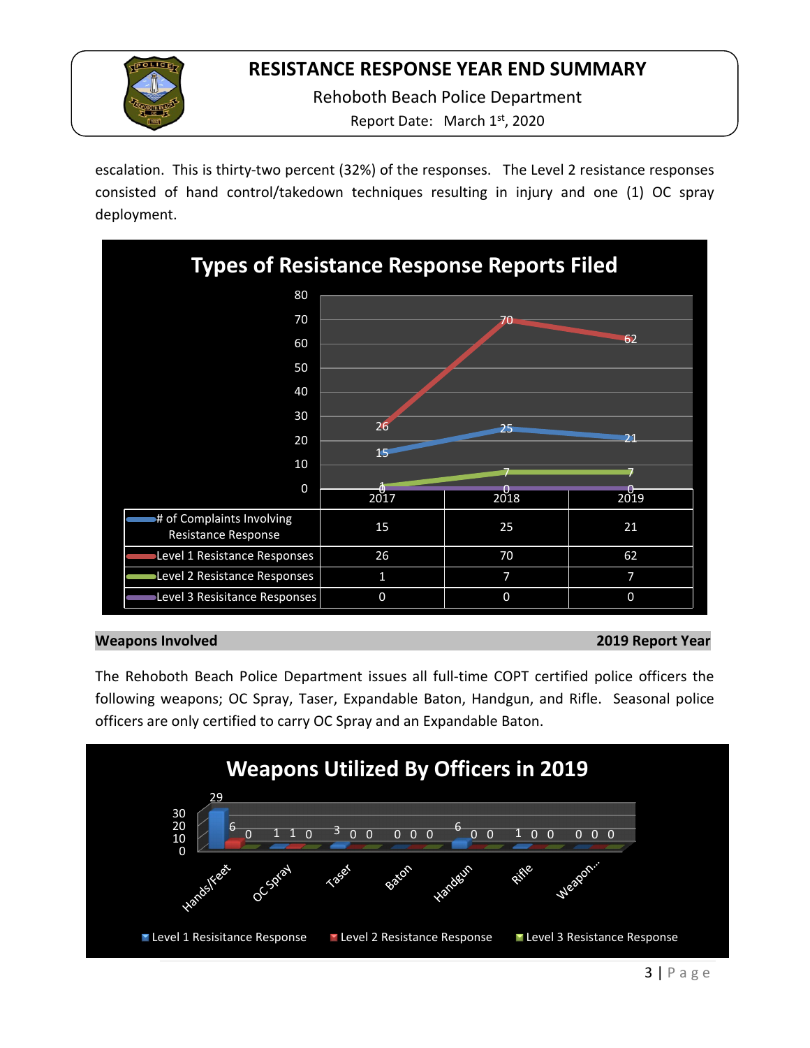escalation. This is thirty-two percent (32%) of the responses. The Level 2 resistance responses consisted of hand control/takedown techniques resulting in injury and one (1) OC spray deployment.

**Types of Resistance Response Reports Filed**

| | 2017 | 2018 | 2019 |
|---|---|---|---|
| # of Complaints Involving Resistance Response | 15 | 25 | 21 |
| Level 1 Resistance Responses | 26 | 70 | 62 |
| Level 2 Resistance Responses | 1 | 7 | 7 |
| Level 3 Resisitance Responses | 0 | 0 | 0 |

## Weapons Involved — 2019 Report Year

The Rehoboth Beach Police Department issues all full-time COPT certified police officers the following weapons; OC Spray, Taser, Expandable Baton, Handgun, and Rifle. Seasonal police officers are only certified to carry OC Spray and an Expandable Baton.

**Weapons Utilized By Officers in 2019**

| | Level 1 Resisitance Response | Level 2 Resistance Response | Level 3 Resistance Response |
|---|---|---|---|
| Hands/Feet | 29 | 6 | 0 |
| OC Spray | 1 | 1 | 0 |
| Taser | 3 | 0 | 0 |
| Baton | 0 | 0 | 0 |
| Handgun | 6 | 0 | 0 |
| Rifle | 1 | 0 | 0 |
| Weapon... | 0 | 0 | 0 |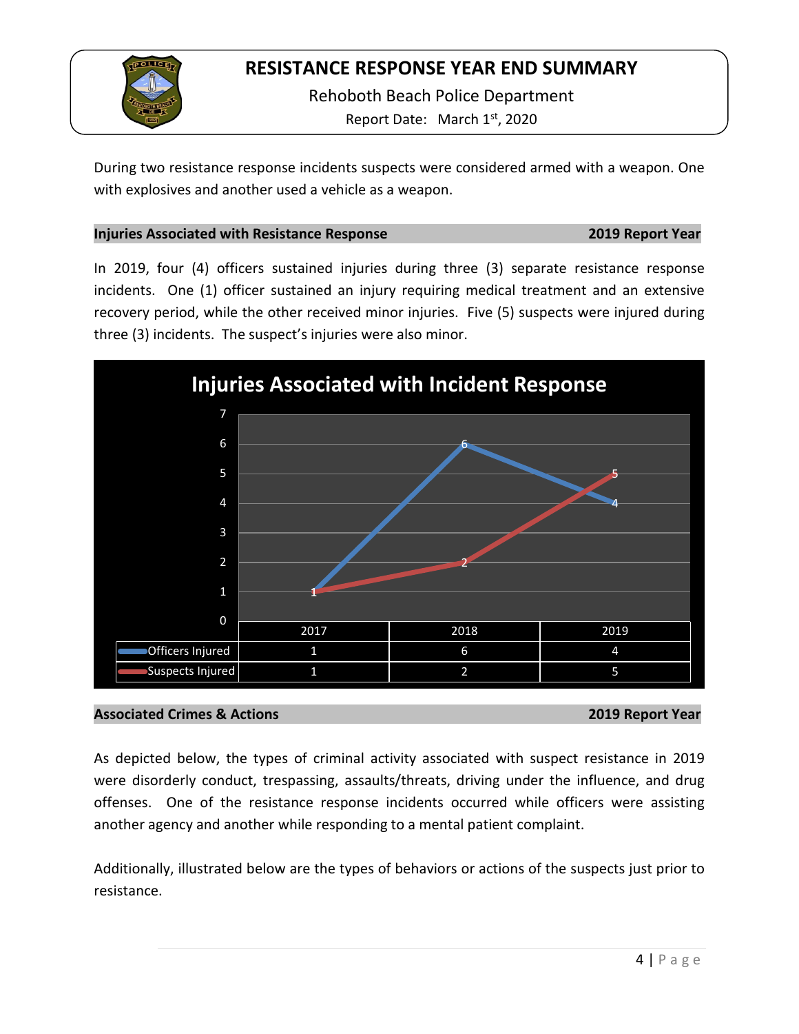During two resistance response incidents suspects were considered armed with a weapon. One with explosives and another used a vehicle as a weapon.

## Injuries Associated with Resistance Response — 2019 Report Year

In 2019, four (4) officers sustained injuries during three (3) separate resistance response incidents. One (1) officer sustained an injury requiring medical treatment and an extensive recovery period, while the other received minor injuries. Five (5) suspects were injured during three (3) incidents. The suspect's injuries were also minor.

**Injuries Associated with Incident Response**

| | 2017 | 2018 | 2019 |
|---|---|---|---|
| Officers Injured | 1 | 6 | 4 |
| Suspects Injured | 1 | 2 | 5 |

## Associated Crimes & Actions — 2019 Report Year

As depicted below, the types of criminal activity associated with suspect resistance in 2019 were disorderly conduct, trespassing, assaults/threats, driving under the influence, and drug offenses. One of the resistance response incidents occurred while officers were assisting another agency and another while responding to a mental patient complaint.

Additionally, illustrated below are the types of behaviors or actions of the suspects just prior to resistance.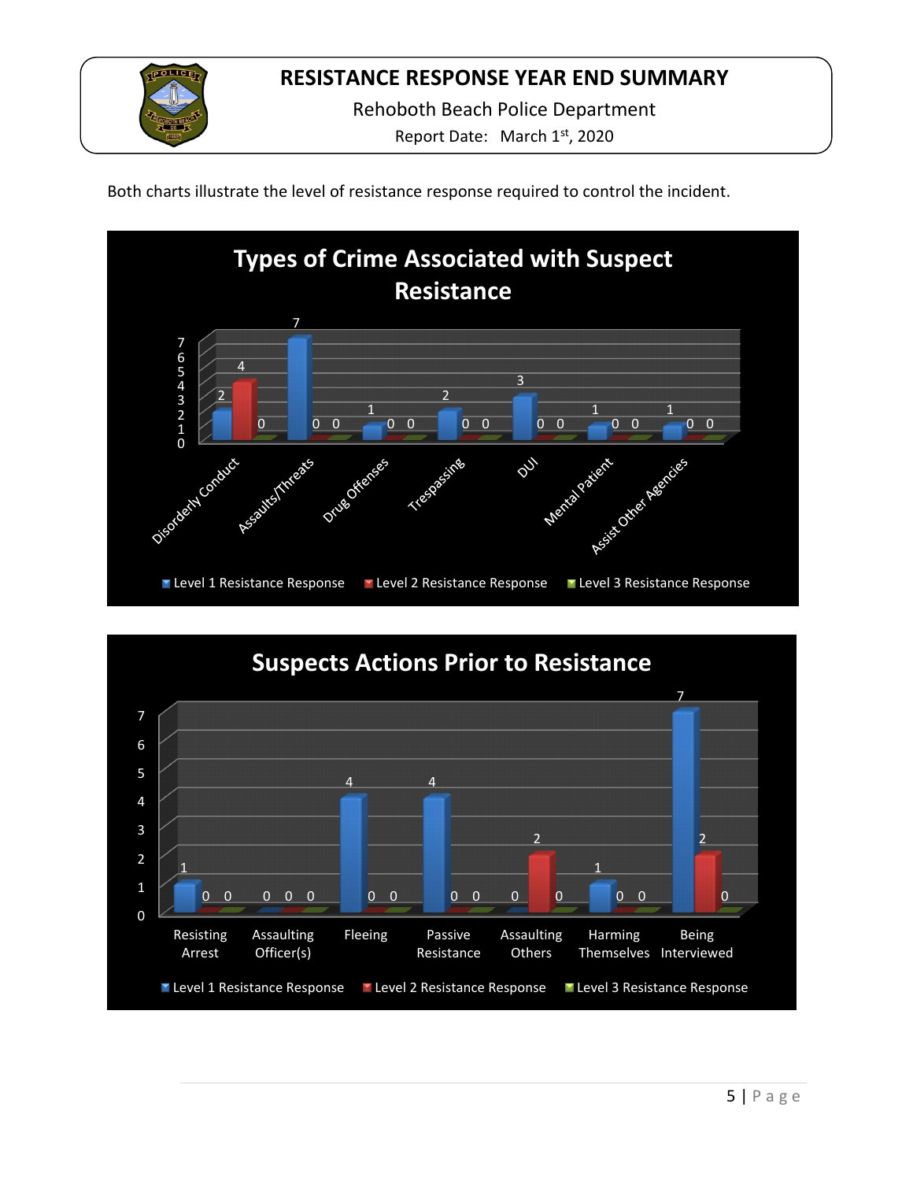Both charts illustrate the level of resistance response required to control the incident.

## Types of Crime Associated with Suspect Resistance

| Type of Crime | Level 1 Resistance Response | Level 2 Resistance Response | Level 3 Resistance Response |
|---|---|---|---|
| Disorderly Conduct | 2 | 4 | 0 |
| Assaults/Threats | 7 | 0 | 0 |
| Drug Offenses | 1 | 0 | 0 |
| Trespassing | 2 | 0 | 0 |
| DUI | 3 | 0 | 0 |
| Mental Patient | 1 | 0 | 0 |
| Assist Other Agencies | 1 | 0 | 0 |

## Suspects Actions Prior to Resistance

| Suspect Action | Level 1 Resistance Response | Level 2 Resistance Response | Level 3 Resistance Response |
|---|---|---|---|
| Resisting Arrest | 1 | 0 | 0 |
| Assaulting Officer(s) | 0 | 0 | 0 |
| Fleeing | 4 | 0 | 0 |
| Passive Resistance | 4 | 0 | 0 |
| Assaulting Others | 0 | 2 | 0 |
| Harming Themselves | 1 | 0 | 0 |
| Being Interviewed | 7 | 2 | 0 |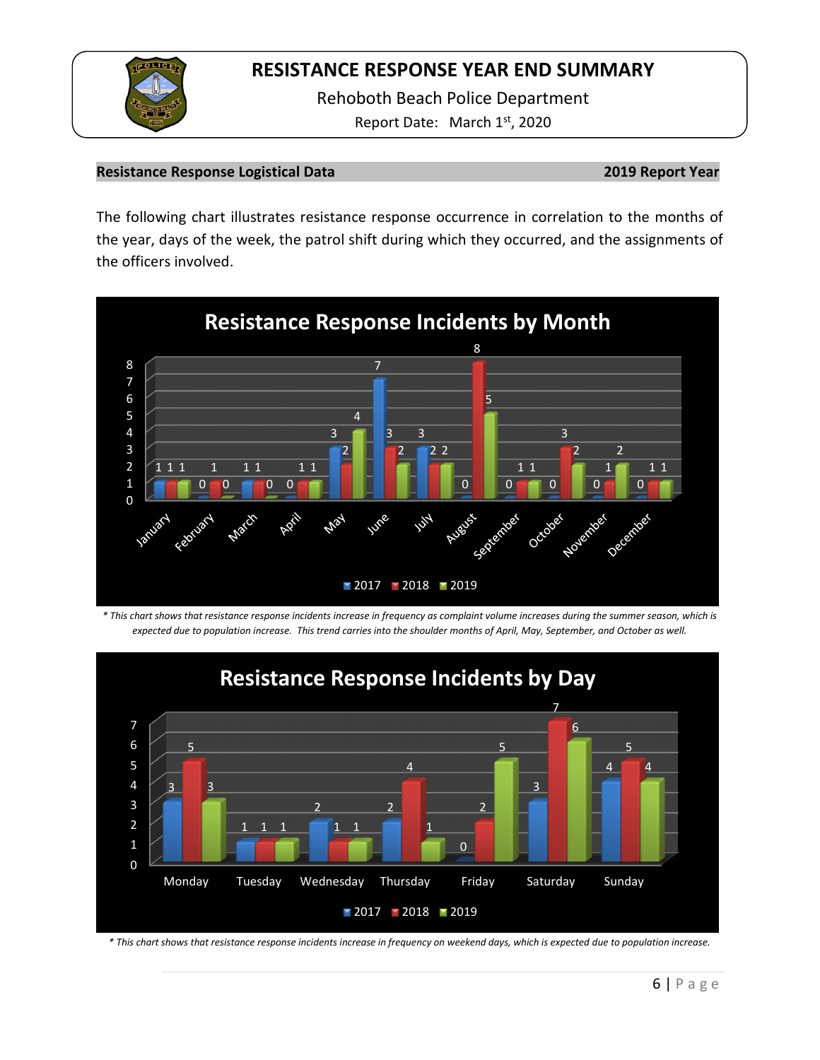# RESISTANCE RESPONSE YEAR END SUMMARY

Rehoboth Beach Police Department

Report Date: March 1st, 2020

**Resistance Response Logistical Data** **2019 Report Year**

The following chart illustrates resistance response occurrence in correlation to the months of the year, days of the week, the patrol shift during which they occurred, and the assignments of the officers involved.

**Resistance Response Incidents by Month**

| Month | 2017 | 2018 | 2019 |
|---|---|---|---|
| January | 1 | 1 | 1 |
| February | 0 | 1 | 0 |
| March | 1 | 1 | 0 |
| April | 0 | 1 | 1 |
| May | 3 | 2 | 4 |
| June | 7 | 3 | 2 |
| July | 3 | 2 | 2 |
| August | 0 | 8 | 5 |
| September | 0 | 1 | 1 |
| October | 0 | 3 | 2 |
| November | 0 | 1 | 2 |
| December | 0 | 1 | 1 |

*\* This chart shows that resistance response incidents increase in frequency as complaint volume increases during the summer season, which is expected due to population increase. This trend carries into the shoulder months of April, May, September, and October as well.*

**Resistance Response Incidents by Day**

| Day | 2017 | 2018 | 2019 |
|---|---|---|---|
| Monday | 3 | 5 | 3 |
| Tuesday | 1 | 1 | 1 |
| Wednesday | 2 | 1 | 1 |
| Thursday | 2 | 4 | 1 |
| Friday | 0 | 2 | 5 |
| Saturday | 3 | 7 | 6 |
| Sunday | 4 | 5 | 4 |

*\* This chart shows that resistance response incidents increase in frequency on weekend days, which is expected due to population increase.*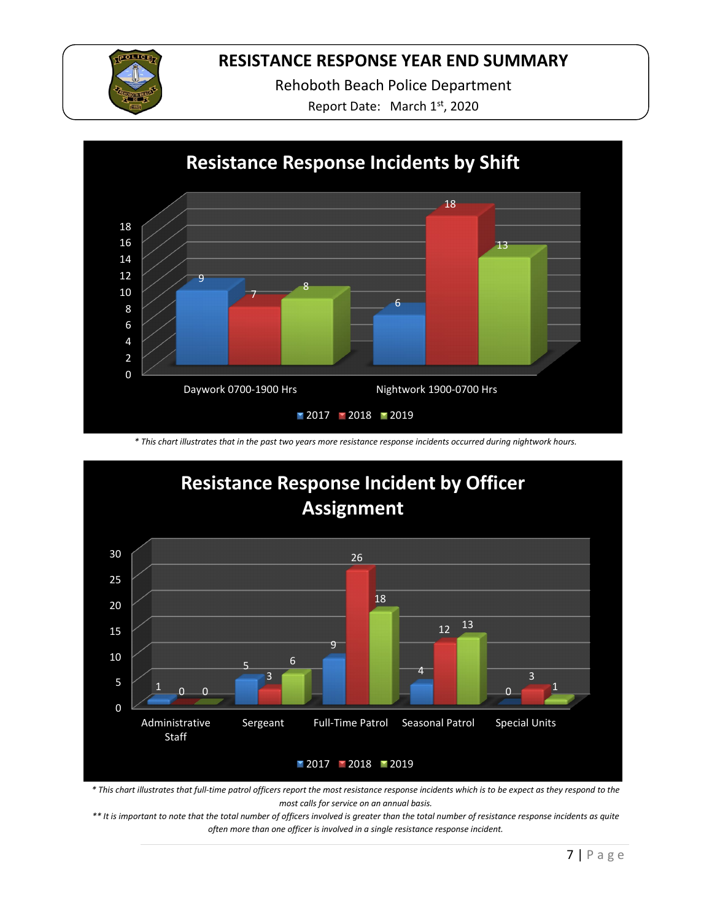# RESISTANCE RESPONSE YEAR END SUMMARY

Rehoboth Beach Police Department

Report Date: March 1st, 2020

## Resistance Response Incidents by Shift

18
16
14
12
10
8
6
4
2
0

9 7 8
6 18 13

Daywork 0700-1900 Hrs
Nightwork 1900-0700 Hrs

2017 2018 2019

*\* This chart illustrates that in the past two years more resistance response incidents occurred during nightwork hours.*

## Resistance Response Incident by Officer Assignment

30
25
20
15
10
5
0

1 0 0
5 3 6
9 26 18
4 12 13
0 3 1

Administrative Staff
Sergeant
Full-Time Patrol
Seasonal Patrol
Special Units

2017 2018 2019

*\* This chart illustrates that full-time patrol officers report the most resistance response incidents which is to be expect as they respond to the most calls for service on an annual basis.*

*\*\* It is important to note that the total number of officers involved is greater than the total number of resistance response incidents as quite often more than one officer is involved in a single resistance response incident.*